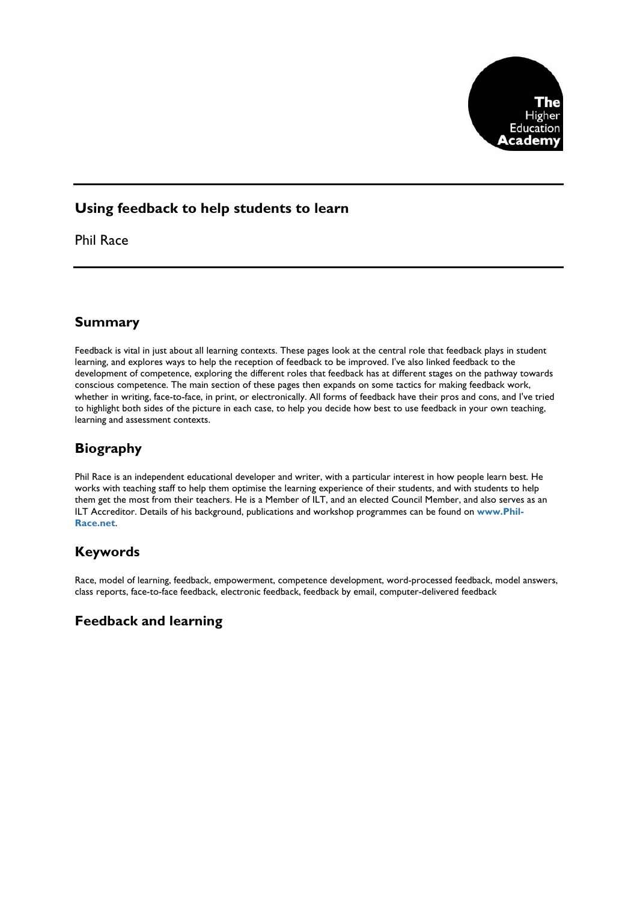# Using feedback to help students to learn

Phil Race

## Summary

Feedback is vital in just about all learning contexts. These pages look at the central role that feedback plays in student learning, and explores ways to help the reception of feedback to be improved. I've also linked feedback to the development of competence, exploring the different roles that feedback has at different stages on the pathway towards conscious competence. The main section of these pages then expands on some tactics for making feedback work, whether in writing, face-to-face, in print, or electronically. All forms of feedback have their pros and cons, and I've tried to highlight both sides of the picture in each case, to help you decide how best to use feedback in your own teaching, learning and assessment contexts.

## Biography

Phil Race is an independent educational developer and writer, with a particular interest in how people learn best. He works with teaching staff to help them optimise the learning experience of their students, and with students to help them get the most from their teachers. He is a Member of ILT, and an elected Council Member, and also serves as an ILT Accreditor. Details of his background, publications and workshop programmes can be found on **www.Phil-Race.net**.

## Keywords

Race, model of learning, feedback, empowerment, competence development, word-processed feedback, model answers, class reports, face-to-face feedback, electronic feedback, feedback by email, computer-delivered feedback

## Feedback and learning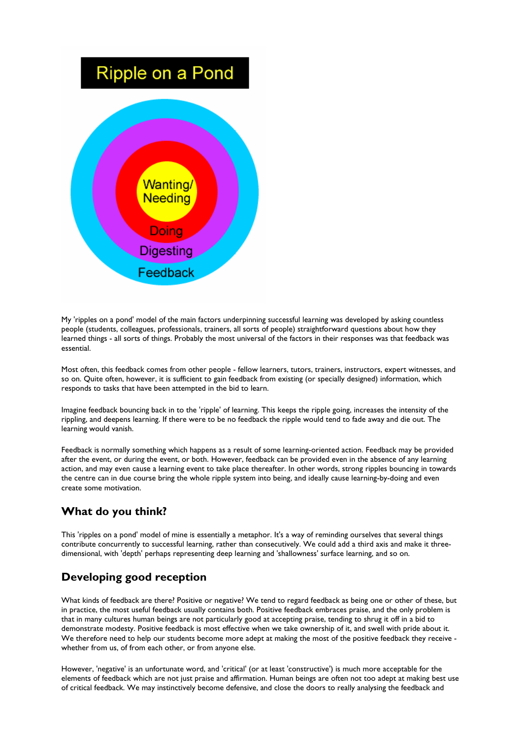Ripple on a Pond

Wanting/ Needing

Doing

Digesting

Feedback

My 'ripples on a pond' model of the main factors underpinning successful learning was developed by asking countless people (students, colleagues, professionals, trainers, all sorts of people) straightforward questions about how they learned things - all sorts of things. Probably the most universal of the factors in their responses was that feedback was essential.

Most often, this feedback comes from other people - fellow learners, tutors, trainers, instructors, expert witnesses, and so on. Quite often, however, it is sufficient to gain feedback from existing (or specially designed) information, which responds to tasks that have been attempted in the bid to learn.

Imagine feedback bouncing back in to the 'ripple' of learning. This keeps the ripple going, increases the intensity of the rippling, and deepens learning. If there were to be no feedback the ripple would tend to fade away and die out. The learning would vanish.

Feedback is normally something which happens as a result of some learning-oriented action. Feedback may be provided after the event, or during the event, or both. However, feedback can be provided even in the absence of any learning action, and may even cause a learning event to take place thereafter. In other words, strong ripples bouncing in towards the centre can in due course bring the whole ripple system into being, and ideally cause learning-by-doing and even create some motivation.

## What do you think?

This 'ripples on a pond' model of mine is essentially a metaphor. It's a way of reminding ourselves that several things contribute concurrently to successful learning, rather than consecutively. We could add a third axis and make it three-dimensional, with 'depth' perhaps representing deep learning and 'shallowness' surface learning, and so on.

## Developing good reception

What kinds of feedback are there? Positive or negative? We tend to regard feedback as being one or other of these, but in practice, the most useful feedback usually contains both. Positive feedback embraces praise, and the only problem is that in many cultures human beings are not particularly good at accepting praise, tending to shrug it off in a bid to demonstrate modesty. Positive feedback is most effective when we take ownership of it, and swell with pride about it. We therefore need to help our students become more adept at making the most of the positive feedback they receive - whether from us, of from each other, or from anyone else.

However, 'negative' is an unfortunate word, and 'critical' (or at least 'constructive') is much more acceptable for the elements of feedback which are not just praise and affirmation. Human beings are often not too adept at making best use of critical feedback. We may instinctively become defensive, and close the doors to really analysing the feedback and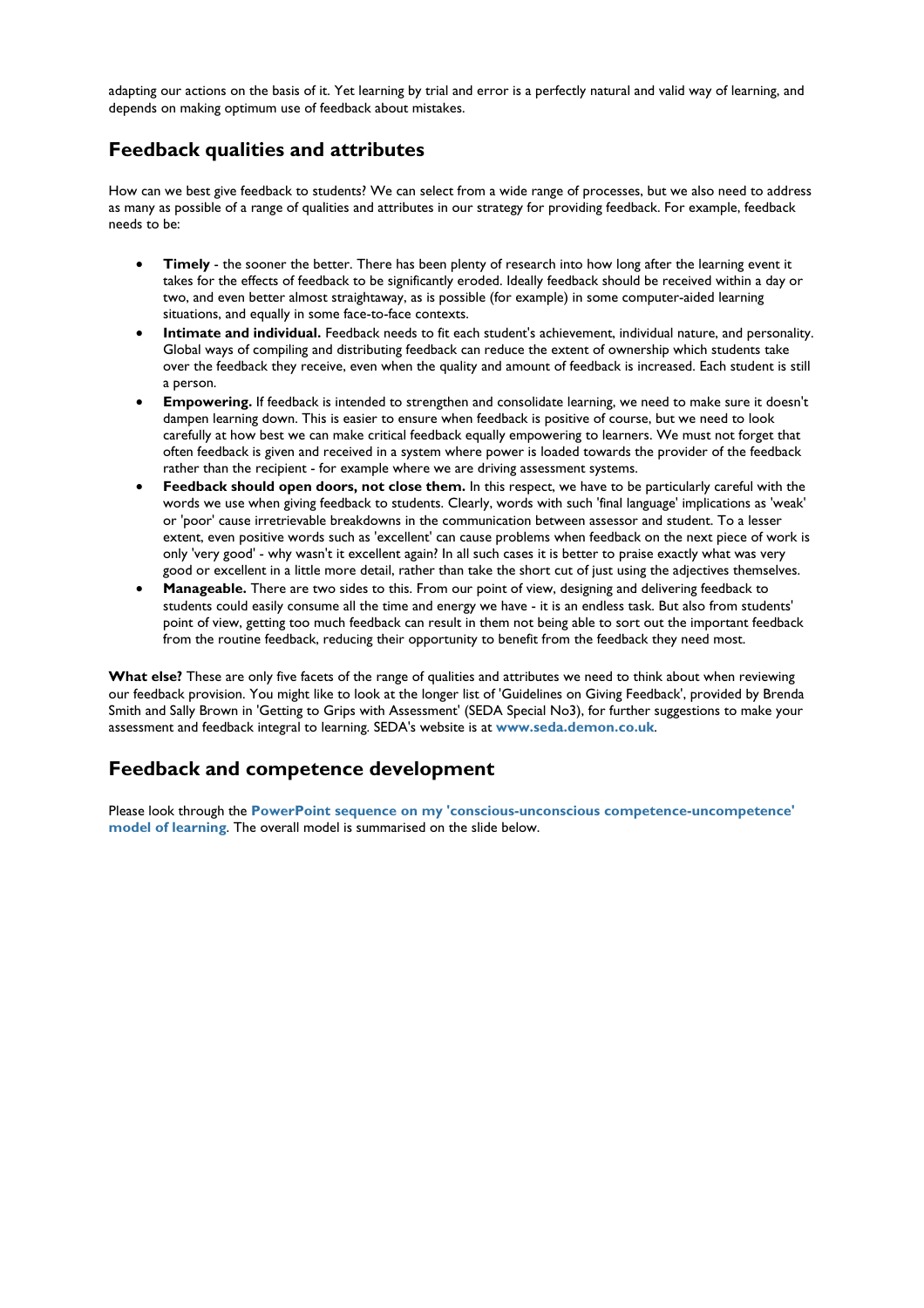adapting our actions on the basis of it. Yet learning by trial and error is a perfectly natural and valid way of learning, and depends on making optimum use of feedback about mistakes.

## Feedback qualities and attributes

How can we best give feedback to students? We can select from a wide range of processes, but we also need to address as many as possible of a range of qualities and attributes in our strategy for providing feedback. For example, feedback needs to be:

- **Timely** - the sooner the better. There has been plenty of research into how long after the learning event it takes for the effects of feedback to be significantly eroded. Ideally feedback should be received within a day or two, and even better almost straightaway, as is possible (for example) in some computer-aided learning situations, and equally in some face-to-face contexts.
- **Intimate and individual.** Feedback needs to fit each student's achievement, individual nature, and personality. Global ways of compiling and distributing feedback can reduce the extent of ownership which students take over the feedback they receive, even when the quality and amount of feedback is increased. Each student is still a person.
- **Empowering.** If feedback is intended to strengthen and consolidate learning, we need to make sure it doesn't dampen learning down. This is easier to ensure when feedback is positive of course, but we need to look carefully at how best we can make critical feedback equally empowering to learners. We must not forget that often feedback is given and received in a system where power is loaded towards the provider of the feedback rather than the recipient - for example where we are driving assessment systems.
- **Feedback should open doors, not close them.** In this respect, we have to be particularly careful with the words we use when giving feedback to students. Clearly, words with such 'final language' implications as 'weak' or 'poor' cause irretrievable breakdowns in the communication between assessor and student. To a lesser extent, even positive words such as 'excellent' can cause problems when feedback on the next piece of work is only 'very good' - why wasn't it excellent again? In all such cases it is better to praise exactly what was very good or excellent in a little more detail, rather than take the short cut of just using the adjectives themselves.
- **Manageable.** There are two sides to this. From our point of view, designing and delivering feedback to students could easily consume all the time and energy we have - it is an endless task. But also from students' point of view, getting too much feedback can result in them not being able to sort out the important feedback from the routine feedback, reducing their opportunity to benefit from the feedback they need most.

**What else?** These are only five facets of the range of qualities and attributes we need to think about when reviewing our feedback provision. You might like to look at the longer list of 'Guidelines on Giving Feedback', provided by Brenda Smith and Sally Brown in 'Getting to Grips with Assessment' (SEDA Special No3), for further suggestions to make your assessment and feedback integral to learning. SEDA's website is at **www.seda.demon.co.uk**.

## Feedback and competence development

Please look through the **PowerPoint sequence on my 'conscious-unconscious competence-uncompetence' model of learning**. The overall model is summarised on the slide below.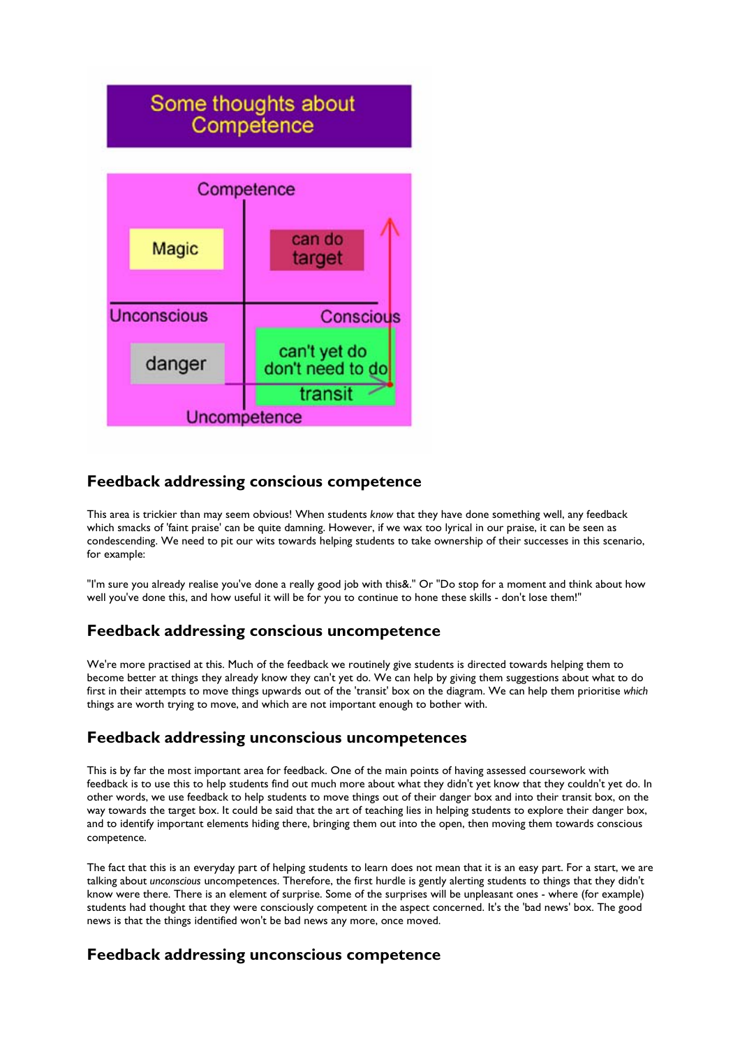Some thoughts about Competence

Competence

Magic

can do target

Unconscious

Conscious

danger

can't yet do don't need to do

transit

Uncompetence

## Feedback addressing conscious competence

This area is trickier than may seem obvious! When students *know* that they have done something well, any feedback which smacks of 'faint praise' can be quite damning. However, if we wax too lyrical in our praise, it can be seen as condescending. We need to pit our wits towards helping students to take ownership of their successes in this scenario, for example:

"I'm sure you already realise you've done a really good job with this&." Or "Do stop for a moment and think about how well you've done this, and how useful it will be for you to continue to hone these skills - don't lose them!"

## Feedback addressing conscious uncompetence

We're more practised at this. Much of the feedback we routinely give students is directed towards helping them to become better at things they already know they can't yet do. We can help by giving them suggestions about what to do first in their attempts to move things upwards out of the 'transit' box on the diagram. We can help them prioritise *which* things are worth trying to move, and which are not important enough to bother with.

## Feedback addressing unconscious uncompetences

This is by far the most important area for feedback. One of the main points of having assessed coursework with feedback is to use this to help students find out much more about what they didn't yet know that they couldn't yet do. In other words, we use feedback to help students to move things out of their danger box and into their transit box, on the way towards the target box. It could be said that the art of teaching lies in helping students to explore their danger box, and to identify important elements hiding there, bringing them out into the open, then moving them towards conscious competence.

The fact that this is an everyday part of helping students to learn does not mean that it is an easy part. For a start, we are talking about *unconscious* uncompetences. Therefore, the first hurdle is gently alerting students to things that they didn't know were there. There is an element of surprise. Some of the surprises will be unpleasant ones - where (for example) students had thought that they were consciously competent in the aspect concerned. It's the 'bad news' box. The good news is that the things identified won't be bad news any more, once moved.

## Feedback addressing unconscious competence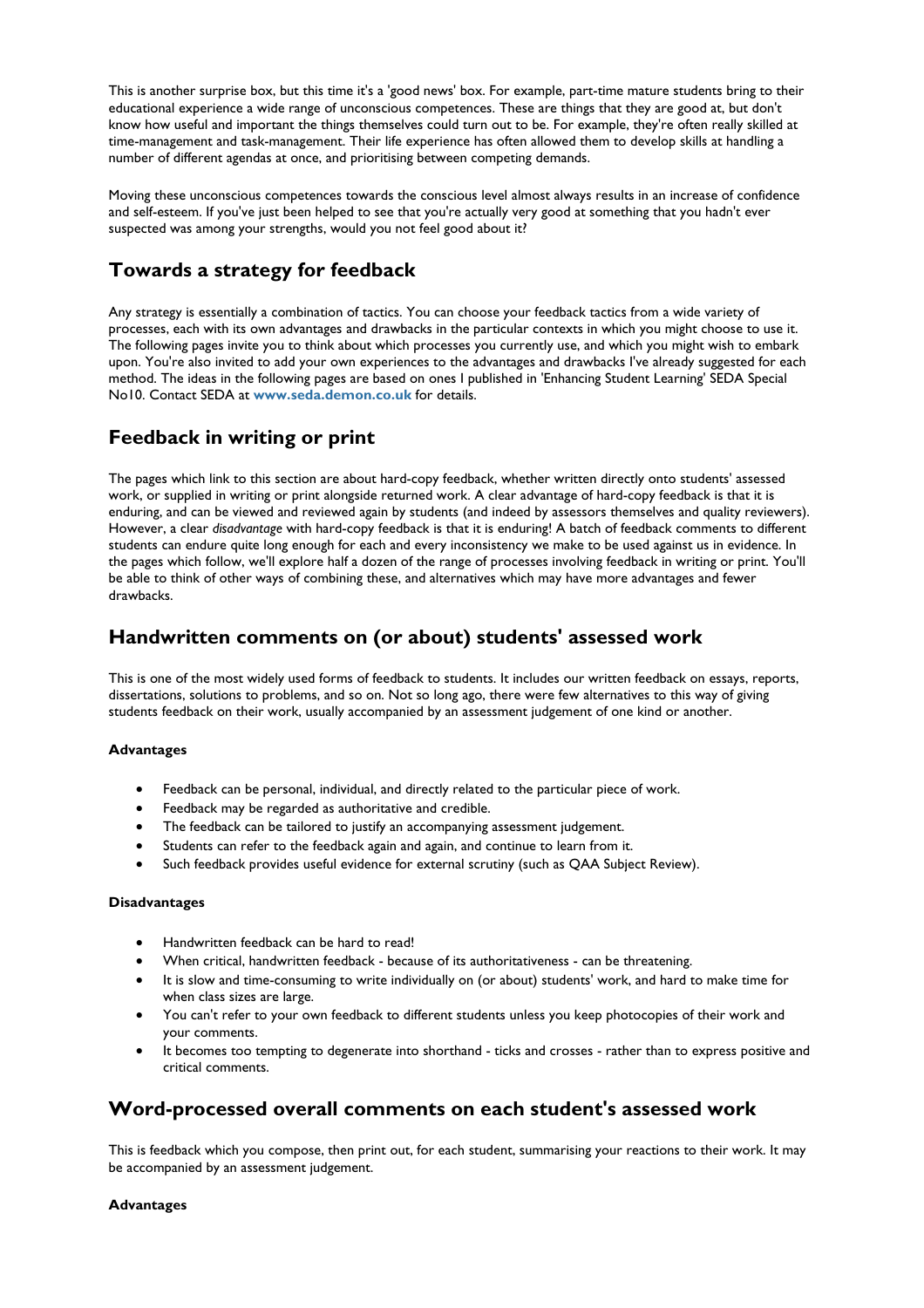This is another surprise box, but this time it's a 'good news' box. For example, part-time mature students bring to their educational experience a wide range of unconscious competences. These are things that they are good at, but don't know how useful and important the things themselves could turn out to be. For example, they're often really skilled at time-management and task-management. Their life experience has often allowed them to develop skills at handling a number of different agendas at once, and prioritising between competing demands.

Moving these unconscious competences towards the conscious level almost always results in an increase of confidence and self-esteem. If you've just been helped to see that you're actually very good at something that you hadn't ever suspected was among your strengths, would you not feel good about it?

## Towards a strategy for feedback

Any strategy is essentially a combination of tactics. You can choose your feedback tactics from a wide variety of processes, each with its own advantages and drawbacks in the particular contexts in which you might choose to use it. The following pages invite you to think about which processes you currently use, and which you might wish to embark upon. You're also invited to add your own experiences to the advantages and drawbacks I've already suggested for each method. The ideas in the following pages are based on ones I published in 'Enhancing Student Learning' SEDA Special No10. Contact SEDA at **www.seda.demon.co.uk** for details.

## Feedback in writing or print

The pages which link to this section are about hard-copy feedback, whether written directly onto students' assessed work, or supplied in writing or print alongside returned work. A clear advantage of hard-copy feedback is that it is enduring, and can be viewed and reviewed again by students (and indeed by assessors themselves and quality reviewers). However, a clear *disadvantage* with hard-copy feedback is that it is enduring! A batch of feedback comments to different students can endure quite long enough for each and every inconsistency we make to be used against us in evidence. In the pages which follow, we'll explore half a dozen of the range of processes involving feedback in writing or print. You'll be able to think of other ways of combining these, and alternatives which may have more advantages and fewer drawbacks.

## Handwritten comments on (or about) students' assessed work

This is one of the most widely used forms of feedback to students. It includes our written feedback on essays, reports, dissertations, solutions to problems, and so on. Not so long ago, there were few alternatives to this way of giving students feedback on their work, usually accompanied by an assessment judgement of one kind or another.

**Advantages**

- Feedback can be personal, individual, and directly related to the particular piece of work.
- Feedback may be regarded as authoritative and credible.
- The feedback can be tailored to justify an accompanying assessment judgement.
- Students can refer to the feedback again and again, and continue to learn from it.
- Such feedback provides useful evidence for external scrutiny (such as QAA Subject Review).

**Disadvantages**

- Handwritten feedback can be hard to read!
- When critical, handwritten feedback - because of its authoritativeness - can be threatening.
- It is slow and time-consuming to write individually on (or about) students' work, and hard to make time for when class sizes are large.
- You can't refer to your own feedback to different students unless you keep photocopies of their work and your comments.
- It becomes too tempting to degenerate into shorthand - ticks and crosses - rather than to express positive and critical comments.

## Word-processed overall comments on each student's assessed work

This is feedback which you compose, then print out, for each student, summarising your reactions to their work. It may be accompanied by an assessment judgement.

**Advantages**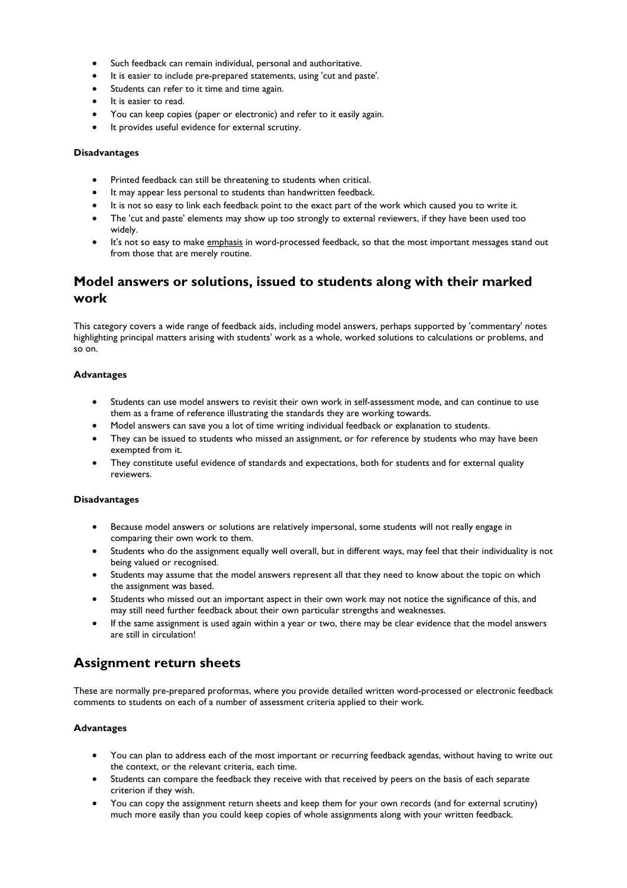- Such feedback can remain individual, personal and authoritative.
- It is easier to include pre-prepared statements, using 'cut and paste'.
- Students can refer to it time and time again.
- It is easier to read.
- You can keep copies (paper or electronic) and refer to it easily again.
- It provides useful evidence for external scrutiny.

**Disadvantages**

- Printed feedback can still be threatening to students when critical.
- It may appear less personal to students than handwritten feedback.
- It is not so easy to link each feedback point to the exact part of the work which caused you to write it.
- The 'cut and paste' elements may show up too strongly to external reviewers, if they have been used too widely.
- It's not so easy to make emphasis in word-processed feedback, so that the most important messages stand out from those that are merely routine.

## Model answers or solutions, issued to students along with their marked work

This category covers a wide range of feedback aids, including model answers, perhaps supported by 'commentary' notes highlighting principal matters arising with students' work as a whole, worked solutions to calculations or problems, and so on.

**Advantages**

- Students can use model answers to revisit their own work in self-assessment mode, and can continue to use them as a frame of reference illustrating the standards they are working towards.
- Model answers can save you a lot of time writing individual feedback or explanation to students.
- They can be issued to students who missed an assignment, or for reference by students who may have been exempted from it.
- They constitute useful evidence of standards and expectations, both for students and for external quality reviewers.

**Disadvantages**

- Because model answers or solutions are relatively impersonal, some students will not really engage in comparing their own work to them.
- Students who do the assignment equally well overall, but in different ways, may feel that their individuality is not being valued or recognised.
- Students may assume that the model answers represent all that they need to know about the topic on which the assignment was based.
- Students who missed out an important aspect in their own work may not notice the significance of this, and may still need further feedback about their own particular strengths and weaknesses.
- If the same assignment is used again within a year or two, there may be clear evidence that the model answers are still in circulation!

## Assignment return sheets

These are normally pre-prepared proformas, where you provide detailed written word-processed or electronic feedback comments to students on each of a number of assessment criteria applied to their work.

**Advantages**

- You can plan to address each of the most important or recurring feedback agendas, without having to write out the context, or the relevant criteria, each time.
- Students can compare the feedback they receive with that received by peers on the basis of each separate criterion if they wish.
- You can copy the assignment return sheets and keep them for your own records (and for external scrutiny) much more easily than you could keep copies of whole assignments along with your written feedback.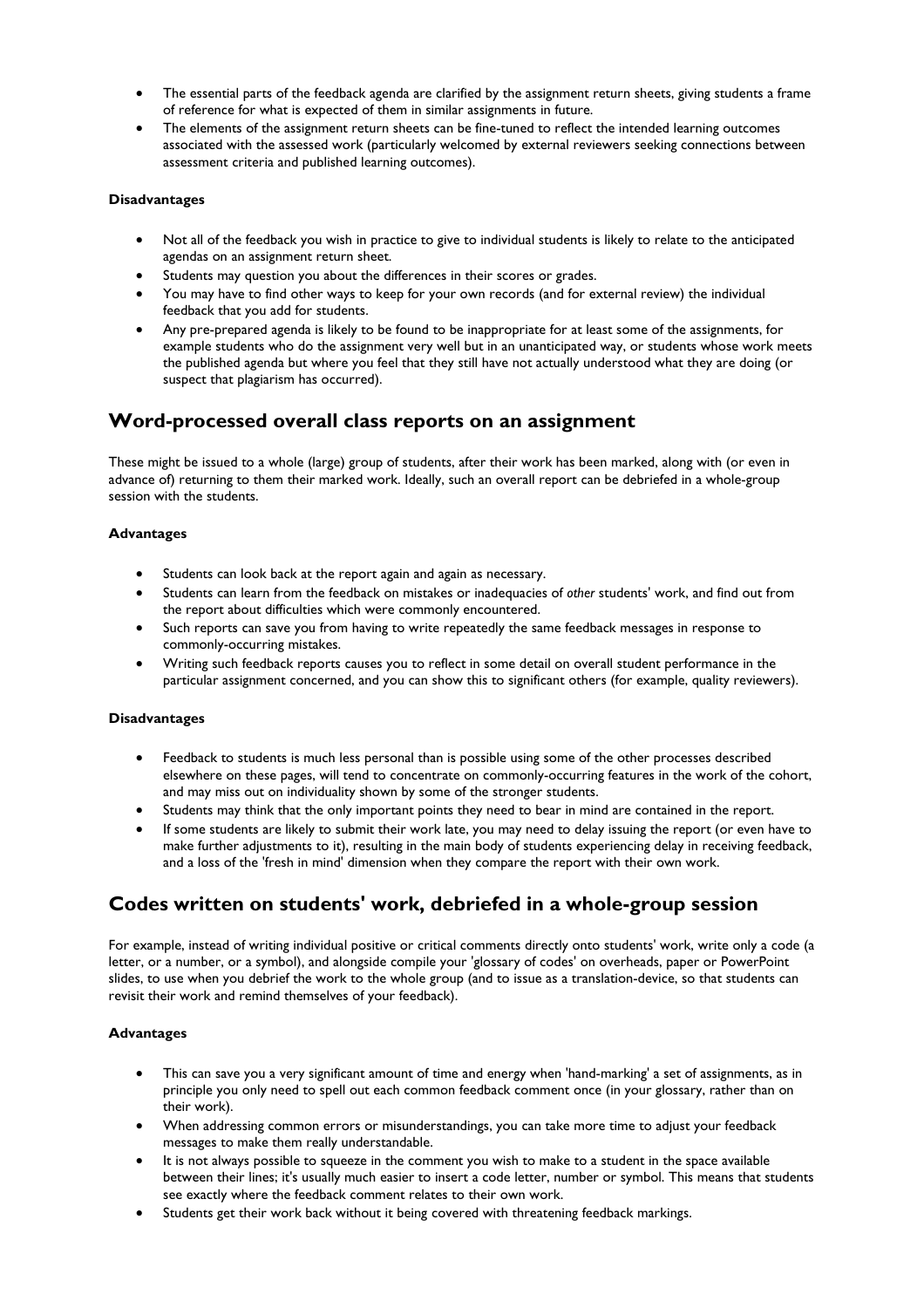- The essential parts of the feedback agenda are clarified by the assignment return sheets, giving students a frame of reference for what is expected of them in similar assignments in future.
- The elements of the assignment return sheets can be fine-tuned to reflect the intended learning outcomes associated with the assessed work (particularly welcomed by external reviewers seeking connections between assessment criteria and published learning outcomes).

**Disadvantages**

- Not all of the feedback you wish in practice to give to individual students is likely to relate to the anticipated agendas on an assignment return sheet.
- Students may question you about the differences in their scores or grades.
- You may have to find other ways to keep for your own records (and for external review) the individual feedback that you add for students.
- Any pre-prepared agenda is likely to be found to be inappropriate for at least some of the assignments, for example students who do the assignment very well but in an unanticipated way, or students whose work meets the published agenda but where you feel that they still have not actually understood what they are doing (or suspect that plagiarism has occurred).

## Word-processed overall class reports on an assignment

These might be issued to a whole (large) group of students, after their work has been marked, along with (or even in advance of) returning to them their marked work. Ideally, such an overall report can be debriefed in a whole-group session with the students.

**Advantages**

- Students can look back at the report again and again as necessary.
- Students can learn from the feedback on mistakes or inadequacies of *other* students' work, and find out from the report about difficulties which were commonly encountered.
- Such reports can save you from having to write repeatedly the same feedback messages in response to commonly-occurring mistakes.
- Writing such feedback reports causes you to reflect in some detail on overall student performance in the particular assignment concerned, and you can show this to significant others (for example, quality reviewers).

**Disadvantages**

- Feedback to students is much less personal than is possible using some of the other processes described elsewhere on these pages, will tend to concentrate on commonly-occurring features in the work of the cohort, and may miss out on individuality shown by some of the stronger students.
- Students may think that the only important points they need to bear in mind are contained in the report.
- If some students are likely to submit their work late, you may need to delay issuing the report (or even have to make further adjustments to it), resulting in the main body of students experiencing delay in receiving feedback, and a loss of the 'fresh in mind' dimension when they compare the report with their own work.

## Codes written on students' work, debriefed in a whole-group session

For example, instead of writing individual positive or critical comments directly onto students' work, write only a code (a letter, or a number, or a symbol), and alongside compile your 'glossary of codes' on overheads, paper or PowerPoint slides, to use when you debrief the work to the whole group (and to issue as a translation-device, so that students can revisit their work and remind themselves of your feedback).

**Advantages**

- This can save you a very significant amount of time and energy when 'hand-marking' a set of assignments, as in principle you only need to spell out each common feedback comment once (in your glossary, rather than on their work).
- When addressing common errors or misunderstandings, you can take more time to adjust your feedback messages to make them really understandable.
- It is not always possible to squeeze in the comment you wish to make to a student in the space available between their lines; it's usually much easier to insert a code letter, number or symbol. This means that students see exactly where the feedback comment relates to their own work.
- Students get their work back without it being covered with threatening feedback markings.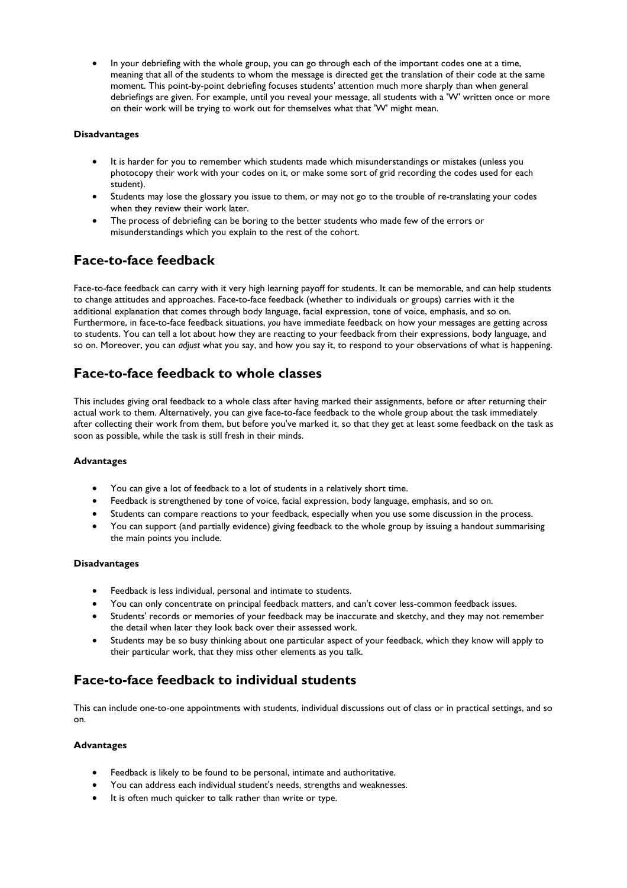- In your debriefing with the whole group, you can go through each of the important codes one at a time, meaning that all of the students to whom the message is directed get the translation of their code at the same moment. This point-by-point debriefing focuses students' attention much more sharply than when general debriefings are given. For example, until you reveal your message, all students with a 'W' written once or more on their work will be trying to work out for themselves what that 'W' might mean.

**Disadvantages**

- It is harder for you to remember which students made which misunderstandings or mistakes (unless you photocopy their work with your codes on it, or make some sort of grid recording the codes used for each student).
- Students may lose the glossary you issue to them, or may not go to the trouble of re-translating your codes when they review their work later.
- The process of debriefing can be boring to the better students who made few of the errors or misunderstandings which you explain to the rest of the cohort.

## Face-to-face feedback

Face-to-face feedback can carry with it very high learning payoff for students. It can be memorable, and can help students to change attitudes and approaches. Face-to-face feedback (whether to individuals or groups) carries with it the additional explanation that comes through body language, facial expression, tone of voice, emphasis, and so on. Furthermore, in face-to-face feedback situations, *you* have immediate feedback on how your messages are getting across to students. You can tell a lot about how they are reacting to your feedback from their expressions, body language, and so on. Moreover, you can *adjust* what you say, and how you say it, to respond to your observations of what is happening.

## Face-to-face feedback to whole classes

This includes giving oral feedback to a whole class after having marked their assignments, before or after returning their actual work to them. Alternatively, you can give face-to-face feedback to the whole group about the task immediately after collecting their work from them, but before you've marked it, so that they get at least some feedback on the task as soon as possible, while the task is still fresh in their minds.

**Advantages**

- You can give a lot of feedback to a lot of students in a relatively short time.
- Feedback is strengthened by tone of voice, facial expression, body language, emphasis, and so on.
- Students can compare reactions to your feedback, especially when you use some discussion in the process.
- You can support (and partially evidence) giving feedback to the whole group by issuing a handout summarising the main points you include.

**Disadvantages**

- Feedback is less individual, personal and intimate to students.
- You can only concentrate on principal feedback matters, and can't cover less-common feedback issues.
- Students' records or memories of your feedback may be inaccurate and sketchy, and they may not remember the detail when later they look back over their assessed work.
- Students may be so busy thinking about one particular aspect of your feedback, which they know will apply to their particular work, that they miss other elements as you talk.

## Face-to-face feedback to individual students

This can include one-to-one appointments with students, individual discussions out of class or in practical settings, and so on.

**Advantages**

- Feedback is likely to be found to be personal, intimate and authoritative.
- You can address each individual student's needs, strengths and weaknesses.
- It is often much quicker to talk rather than write or type.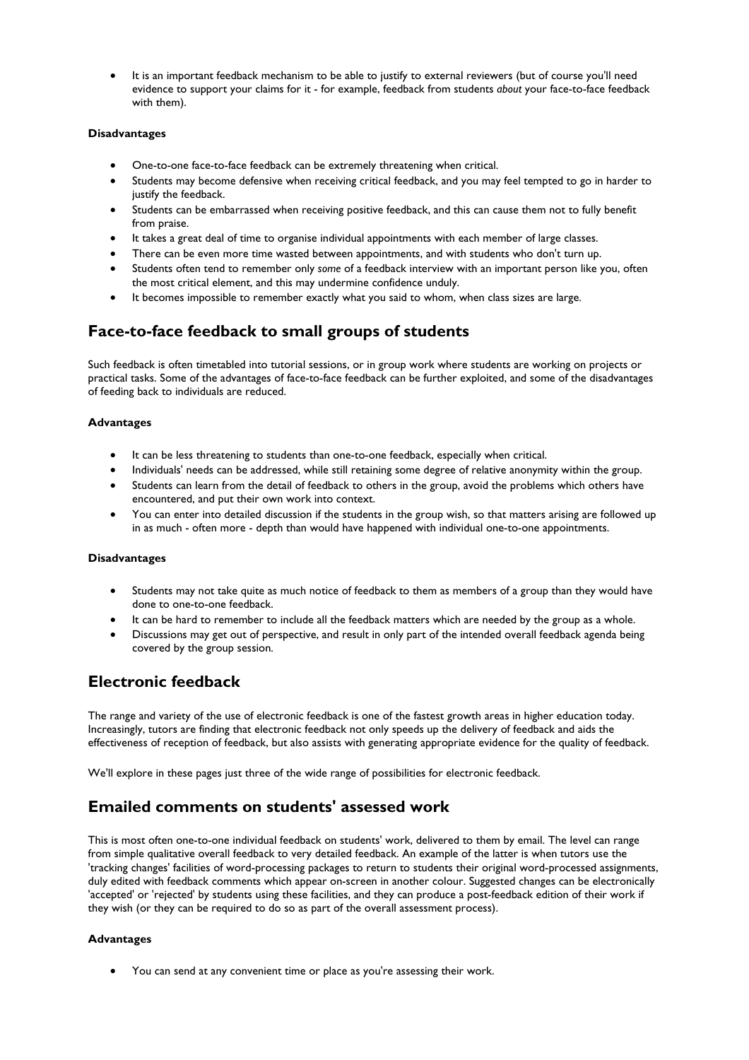- It is an important feedback mechanism to be able to justify to external reviewers (but of course you'll need evidence to support your claims for it - for example, feedback from students *about* your face-to-face feedback with them).

#### Disadvantages

- One-to-one face-to-face feedback can be extremely threatening when critical.
- Students may become defensive when receiving critical feedback, and you may feel tempted to go in harder to justify the feedback.
- Students can be embarrassed when receiving positive feedback, and this can cause them not to fully benefit from praise.
- It takes a great deal of time to organise individual appointments with each member of large classes.
- There can be even more time wasted between appointments, and with students who don't turn up.
- Students often tend to remember only *some* of a feedback interview with an important person like you, often the most critical element, and this may undermine confidence unduly.
- It becomes impossible to remember exactly what you said to whom, when class sizes are large.

## Face-to-face feedback to small groups of students

Such feedback is often timetabled into tutorial sessions, or in group work where students are working on projects or practical tasks. Some of the advantages of face-to-face feedback can be further exploited, and some of the disadvantages of feeding back to individuals are reduced.

#### Advantages

- It can be less threatening to students than one-to-one feedback, especially when critical.
- Individuals' needs can be addressed, while still retaining some degree of relative anonymity within the group.
- Students can learn from the detail of feedback to others in the group, avoid the problems which others have encountered, and put their own work into context.
- You can enter into detailed discussion if the students in the group wish, so that matters arising are followed up in as much - often more - depth than would have happened with individual one-to-one appointments.

#### Disadvantages

- Students may not take quite as much notice of feedback to them as members of a group than they would have done to one-to-one feedback.
- It can be hard to remember to include all the feedback matters which are needed by the group as a whole.
- Discussions may get out of perspective, and result in only part of the intended overall feedback agenda being covered by the group session.

## Electronic feedback

The range and variety of the use of electronic feedback is one of the fastest growth areas in higher education today. Increasingly, tutors are finding that electronic feedback not only speeds up the delivery of feedback and aids the effectiveness of reception of feedback, but also assists with generating appropriate evidence for the quality of feedback.

We'll explore in these pages just three of the wide range of possibilities for electronic feedback.

## Emailed comments on students' assessed work

This is most often one-to-one individual feedback on students' work, delivered to them by email. The level can range from simple qualitative overall feedback to very detailed feedback. An example of the latter is when tutors use the 'tracking changes' facilities of word-processing packages to return to students their original word-processed assignments, duly edited with feedback comments which appear on-screen in another colour. Suggested changes can be electronically 'accepted' or 'rejected' by students using these facilities, and they can produce a post-feedback edition of their work if they wish (or they can be required to do so as part of the overall assessment process).

#### Advantages

- You can send at any convenient time or place as you're assessing their work.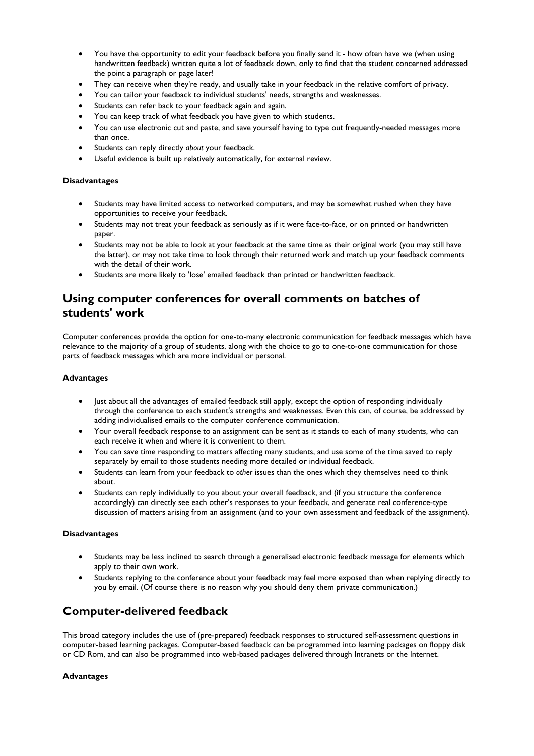- You have the opportunity to edit your feedback before you finally send it - how often have we (when using handwritten feedback) written quite a lot of feedback down, only to find that the student concerned addressed the point a paragraph or page later!
- They can receive when they're ready, and usually take in your feedback in the relative comfort of privacy.
- You can tailor your feedback to individual students' needs, strengths and weaknesses.
- Students can refer back to your feedback again and again.
- You can keep track of what feedback you have given to which students.
- You can use electronic cut and paste, and save yourself having to type out frequently-needed messages more than once.
- Students can reply directly *about* your feedback.
- Useful evidence is built up relatively automatically, for external review.

**Disadvantages**

- Students may have limited access to networked computers, and may be somewhat rushed when they have opportunities to receive your feedback.
- Students may not treat your feedback as seriously as if it were face-to-face, or on printed or handwritten paper.
- Students may not be able to look at your feedback at the same time as their original work (you may still have the latter), or may not take time to look through their returned work and match up your feedback comments with the detail of their work.
- Students are more likely to 'lose' emailed feedback than printed or handwritten feedback.

## Using computer conferences for overall comments on batches of students' work

Computer conferences provide the option for one-to-many electronic communication for feedback messages which have relevance to the majority of a group of students, along with the choice to go to one-to-one communication for those parts of feedback messages which are more individual or personal.

**Advantages**

- Just about all the advantages of emailed feedback still apply, except the option of responding individually through the conference to each student's strengths and weaknesses. Even this can, of course, be addressed by adding individualised emails to the computer conference communication.
- Your overall feedback response to an assignment can be sent as it stands to each of many students, who can each receive it when and where it is convenient to them.
- You can save time responding to matters affecting many students, and use some of the time saved to reply separately by email to those students needing more detailed or individual feedback.
- Students can learn from your feedback to *other* issues than the ones which they themselves need to think about.
- Students can reply individually to you about your overall feedback, and (if you structure the conference accordingly) can directly see each other's responses to your feedback, and generate real conference-type discussion of matters arising from an assignment (and to your own assessment and feedback of the assignment).

**Disadvantages**

- Students may be less inclined to search through a generalised electronic feedback message for elements which apply to their own work.
- Students replying to the conference about your feedback may feel more exposed than when replying directly to you by email. (Of course there is no reason why you should deny them private communication.)

## Computer-delivered feedback

This broad category includes the use of (pre-prepared) feedback responses to structured self-assessment questions in computer-based learning packages. Computer-based feedback can be programmed into learning packages on floppy disk or CD Rom, and can also be programmed into web-based packages delivered through Intranets or the Internet.

**Advantages**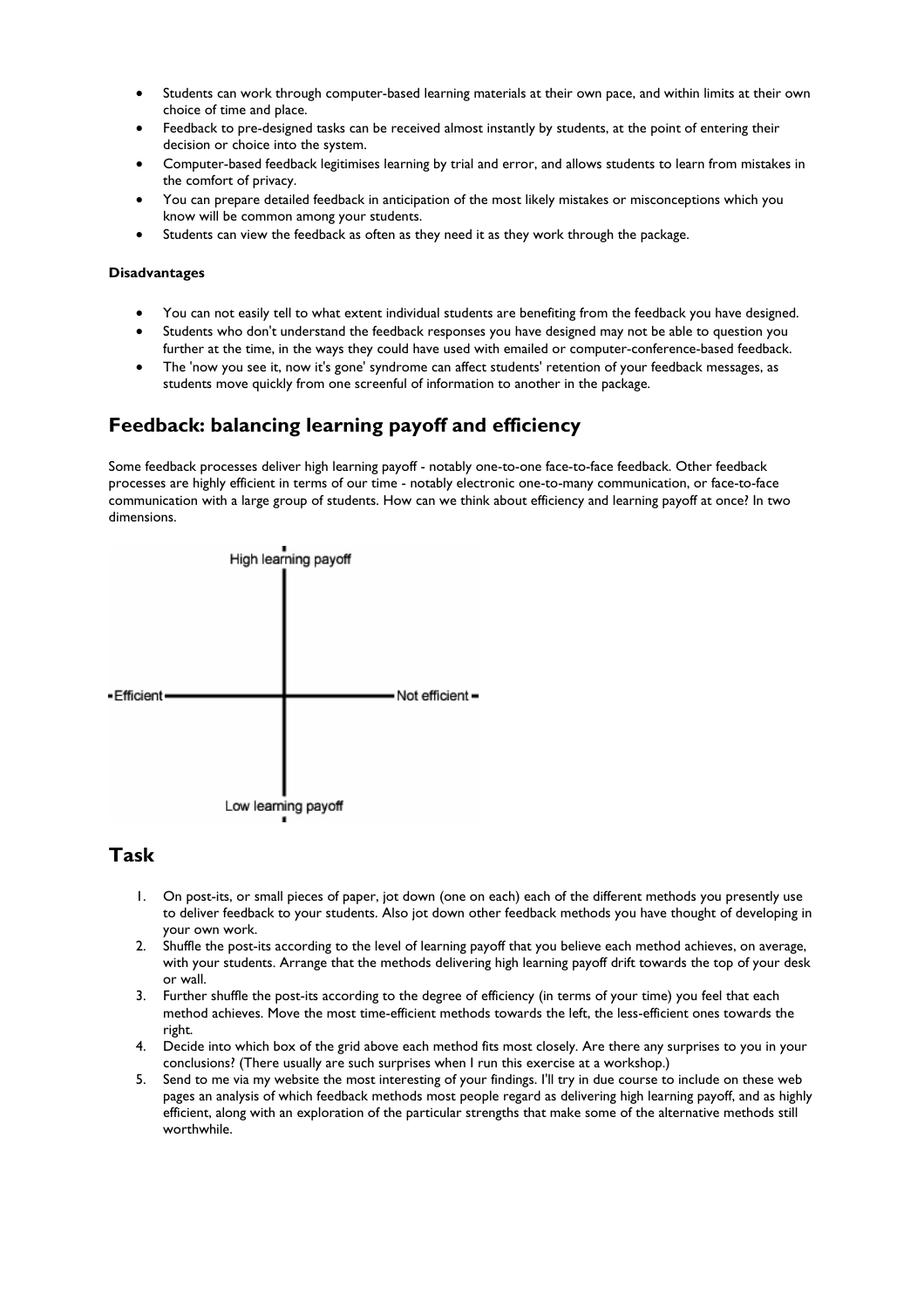- Students can work through computer-based learning materials at their own pace, and within limits at their own choice of time and place.
- Feedback to pre-designed tasks can be received almost instantly by students, at the point of entering their decision or choice into the system.
- Computer-based feedback legitimises learning by trial and error, and allows students to learn from mistakes in the comfort of privacy.
- You can prepare detailed feedback in anticipation of the most likely mistakes or misconceptions which you know will be common among your students.
- Students can view the feedback as often as they need it as they work through the package.

**Disadvantages**

- You can not easily tell to what extent individual students are benefiting from the feedback you have designed.
- Students who don't understand the feedback responses you have designed may not be able to question you further at the time, in the ways they could have used with emailed or computer-conference-based feedback.
- The 'now you see it, now it's gone' syndrome can affect students' retention of your feedback messages, as students move quickly from one screenful of information to another in the package.

## Feedback: balancing learning payoff and efficiency

Some feedback processes deliver high learning payoff - notably one-to-one face-to-face feedback. Other feedback processes are highly efficient in terms of our time - notably electronic one-to-many communication, or face-to-face communication with a large group of students. How can we think about efficiency and learning payoff at once? In two dimensions.

High learning payoff

Efficient

Not efficient

Low learning payoff

## Task

1. On post-its, or small pieces of paper, jot down (one on each) each of the different methods you presently use to deliver feedback to your students. Also jot down other feedback methods you have thought of developing in your own work.
2. Shuffle the post-its according to the level of learning payoff that you believe each method achieves, on average, with your students. Arrange that the methods delivering high learning payoff drift towards the top of your desk or wall.
3. Further shuffle the post-its according to the degree of efficiency (in terms of your time) you feel that each method achieves. Move the most time-efficient methods towards the left, the less-efficient ones towards the right.
4. Decide into which box of the grid above each method fits most closely. Are there any surprises to you in your conclusions? (There usually are such surprises when I run this exercise at a workshop.)
5. Send to me via my website the most interesting of your findings. I'll try in due course to include on these web pages an analysis of which feedback methods most people regard as delivering high learning payoff, and as highly efficient, along with an exploration of the particular strengths that make some of the alternative methods still worthwhile.